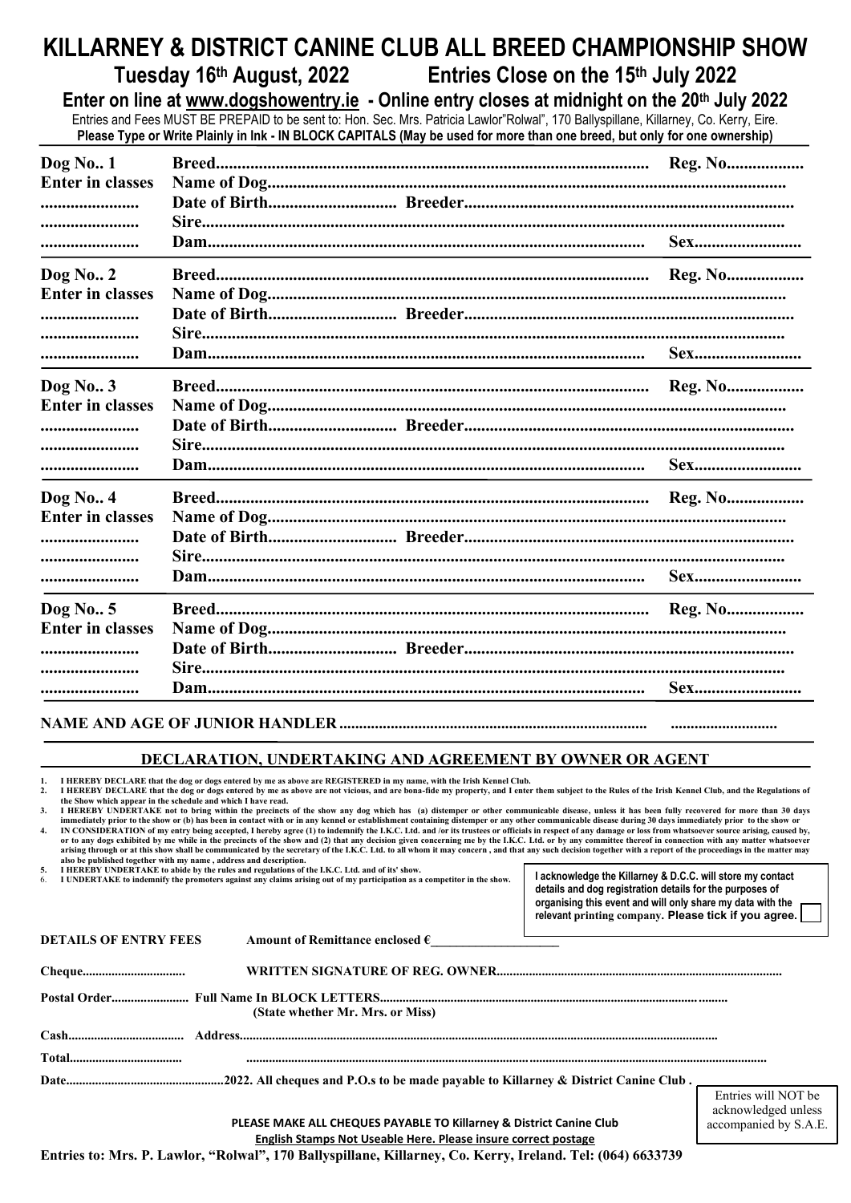# KILLARNEY & DISTRICT CANINE CLUB ALL BREED CHAMPIONSHIP SHOW

**Tuesday 16th August, 2022 Entries Close on the 15th July 2022**

**Enter on line at www.dogshowentry.ie - Online entry closes at midnight on the 20th July 2022**

Entries and Fees MUST BE PREPAID to be sent to: Hon. Sec. Mrs. Patricia Lawlor"Rolwal", 170 Ballyspillane, Killarney, Co. Kerry, Eire.

**Please Type or Write Plainly in Ink - IN BLOCK CAPITALS (May be used for more than one breed, but only for one ownership)**

**Dog No.. 1** **Breed**........................................ **Reg. No**..................
**Enter in classes** **Name of Dog**........................................
....................... **Date of Birth**.............................. **Breeder**........................................
....................... **Sire**........................................
....................... **Dam**........................................ **Sex**.........................

**Dog No.. 2** **Breed**........................................ **Reg. No**..................
**Enter in classes** **Name of Dog**........................................
....................... **Date of Birth**.............................. **Breeder**........................................
....................... **Sire**........................................
....................... **Dam**........................................ **Sex**.........................

**Dog No.. 3** **Breed**........................................ **Reg. No**..................
**Enter in classes** **Name of Dog**........................................
....................... **Date of Birth**.............................. **Breeder**........................................
....................... **Sire**........................................
....................... **Dam**........................................ **Sex**.........................

**Dog No.. 4** **Breed**........................................ **Reg. No**..................
**Enter in classes** **Name of Dog**........................................
....................... **Date of Birth**.............................. **Breeder**........................................
....................... **Sire**........................................
....................... **Dam**........................................ **Sex**.........................

**Dog No.. 5** **Breed**........................................ **Reg. No**..................
**Enter in classes** **Name of Dog**........................................
....................... **Date of Birth**.............................. **Breeder**........................................
....................... **Sire**........................................
....................... **Dam**........................................ **Sex**.........................

**NAME AND AGE OF JUNIOR HANDLER**........................................ ..........................

## DECLARATION, UNDERTAKING AND AGREEMENT BY OWNER OR AGENT

1. I HEREBY DECLARE that the dog or dogs entered by me as above are REGISTERED in my name, with the Irish Kennel Club.
2. I HEREBY DECLARE that the dog or dogs entered by me as above are not vicious, and are bona-fide my property, and I enter them subject to the Rules of the Irish Kennel Club, and the Regulations of the Show which appear in the schedule and which I have read.
3. I HEREBY UNDERTAKE not to bring within the precincts of the show any dog which has (a) distemper or other communicable disease, unless it has been fully recovered for more than 30 days immediately prior to the show or (b) has been in contact with or in any kennel or establishment containing distemper or any other communicable disease during 30 days immediately prior to the show or
4. IN CONSIDERATION of my entry being accepted, I hereby agree (1) to indemnify the I.K.C. Ltd. and /or its trustees or officials in respect of any damage or loss from whatsoever source arising, caused by, or to any dogs exhibited by me while in the precincts of the show and (2) that any decision given concerning me by the I.K.C. Ltd. or by any committee thereof in connection with any matter whatsoever arising through or at this show shall be communicated by the secretary of the I.K.C. Ltd. to all whom it may concern , and that any such decision together with a report of the proceedings in the matter may also be published together with my name , address and description.
5. I HEREBY UNDERTAKE to abide by the rules and regulations of the I.K.C. Ltd. and of its' show.
6. I UNDERTAKE to indemnify the promoters against any claims arising out of my participation as a competitor in the show.

I acknowledge the Killarney & D.C.C. will store my contact details and dog registration details for the purposes of organising this event and will only share my data with the relevant printing company. **Please tick if you agree.** ☐

**DETAILS OF ENTRY FEES** **Amount of Remittance enclosed €**____________________

**Cheque**............................... **WRITTEN SIGNATURE OF REG. OWNER**........................................

**Postal Order**....................... **Full Name In BLOCK LETTERS**........................................
**(State whether Mr. Mrs. or Miss)**

**Cash**................................... **Address**........................................

**Total**.................................. ........................................

**Date**................................................**2022. All cheques and P.O.s to be made payable to Killarney & District Canine Club .**

Entries will NOT be acknowledged unless accompanied by S.A.E.

**PLEASE MAKE ALL CHEQUES PAYABLE TO Killarney & District Canine Club**

**English Stamps Not Useable Here. Please insure correct postage**

**Entries to: Mrs. P. Lawlor, "Rolwal", 170 Ballyspillane, Killarney, Co. Kerry, Ireland. Tel: (064) 6633739**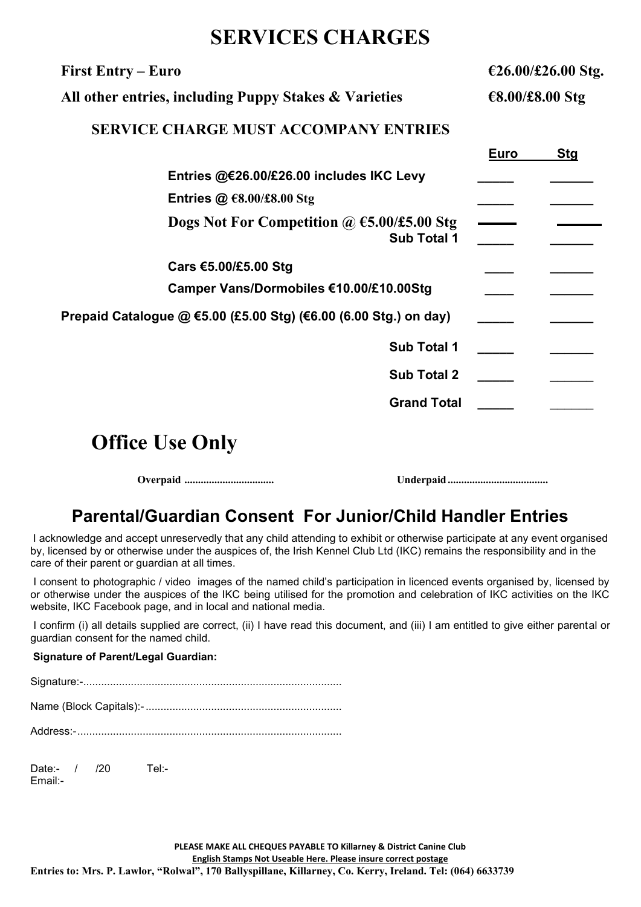# SERVICES CHARGES

**First Entry – Euro** **€26.00/£26.00 Stg.**

**All other entries, including Puppy Stakes & Varieties** **€8.00/£8.00 Stg**

**SERVICE CHARGE MUST ACCOMPANY ENTRIES**

| | Euro | Stg |
|---|---|---|
| Entries @€26.00/£26.00 includes IKC Levy | _____ | ______ |
| Entries @ €8.00/£8.00 Stg | _____ | ______ |
| Dogs Not For Competition @ €5.00/£5.00 Stg | _____ | ______ |
| Sub Total 1 | _____ | ______ |
| Cars €5.00/£5.00 Stg | ____ | ______ |
| Camper Vans/Dormobiles €10.00/£10.00Stg | ____ | ______ |
| Prepaid Catalogue @ €5.00 (£5.00 Stg) (€6.00 (6.00 Stg.) on day) | _____ | ______ |
| Sub Total 1 | _____ | ______ |
| Sub Total 2 | _____ | ______ |
| Grand Total | _____ | ______ |

## Office Use Only

**Overpaid** ................................ **Underpaid** ....................................

## Parental/Guardian Consent For Junior/Child Handler Entries

I acknowledge and accept unreservedly that any child attending to exhibit or otherwise participate at any event organised by, licensed by or otherwise under the auspices of, the Irish Kennel Club Ltd (IKC) remains the responsibility and in the care of their parent or guardian at all times.

I consent to photographic / video images of the named child's participation in licenced events organised by, licensed by or otherwise under the auspices of the IKC being utilised for the promotion and celebration of IKC activities on the IKC website, IKC Facebook page, and in local and national media.

I confirm (i) all details supplied are correct, (ii) I have read this document, and (iii) I am entitled to give either parental or guardian consent for the named child.

**Signature of Parent/Legal Guardian:**

Signature:-......................................................................................

Name (Block Capitals):-.................................................................

Address:-........................................................................................

Date:- / /20 Tel:-
Email:-

**PLEASE MAKE ALL CHEQUES PAYABLE TO Killarney & District Canine Club**

**English Stamps Not Useable Here. Please insure correct postage**

**Entries to: Mrs. P. Lawlor, "Rolwal", 170 Ballyspillane, Killarney, Co. Kerry, Ireland. Tel: (064) 6633739**